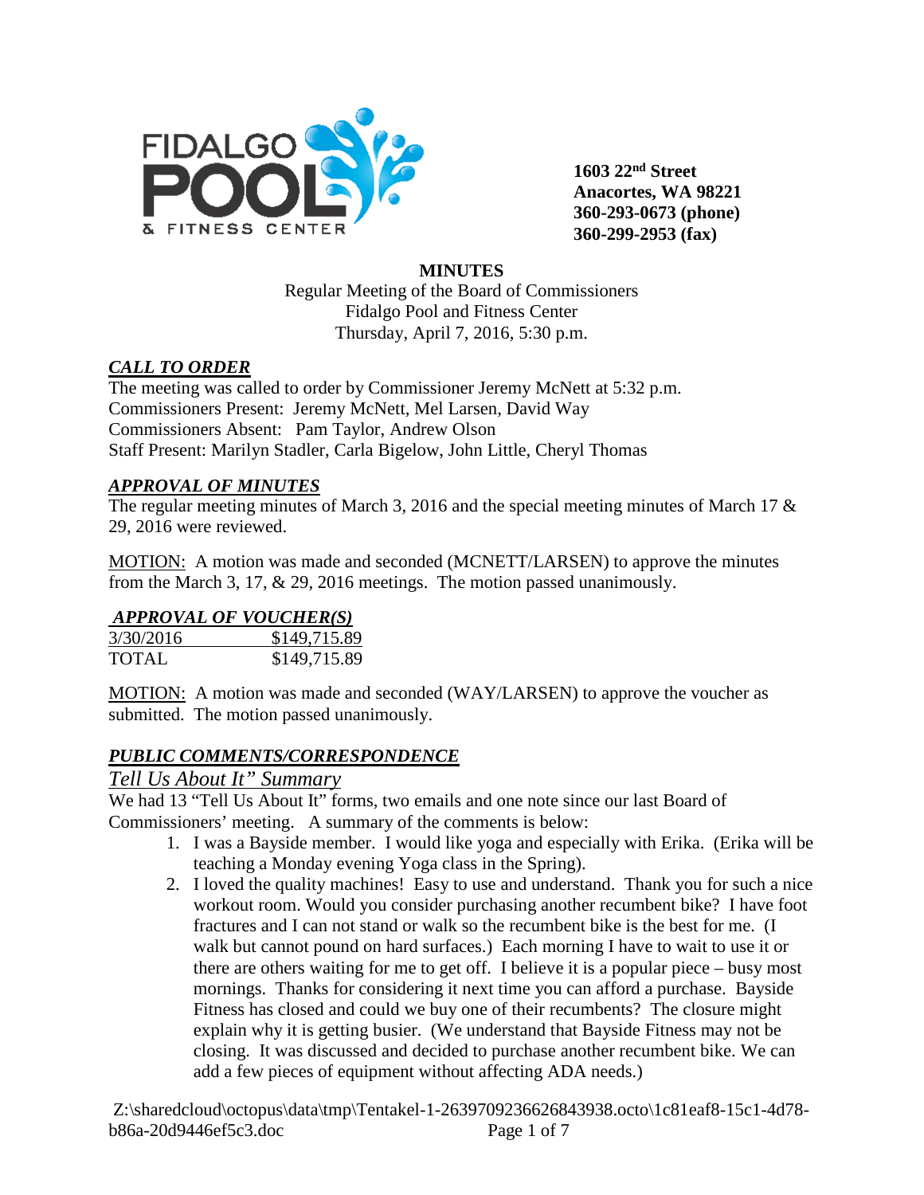FIDALGO POOL & FITNESS CENTER

**1603 22nd Street**
**Anacortes, WA 98221**
**360-293-0673 (phone)**
**360-299-2953 (fax)**

**MINUTES**

Regular Meeting of the Board of Commissioners
Fidalgo Pool and Fitness Center
Thursday, April 7, 2016, 5:30 p.m.

## ***CALL TO ORDER***

The meeting was called to order by Commissioner Jeremy McNett at 5:32 p.m.
Commissioners Present: Jeremy McNett, Mel Larsen, David Way
Commissioners Absent: Pam Taylor, Andrew Olson
Staff Present: Marilyn Stadler, Carla Bigelow, John Little, Cheryl Thomas

## ***APPROVAL OF MINUTES***

The regular meeting minutes of March 3, 2016 and the special meeting minutes of March 17 & 29, 2016 were reviewed.

MOTION: A motion was made and seconded (MCNETT/LARSEN) to approve the minutes from the March 3, 17, & 29, 2016 meetings. The motion passed unanimously.

## ***APPROVAL OF VOUCHER(S)***

| 3/30/2016 | $149,715.89 |
| --- | --- |
| TOTAL | $149,715.89 |

MOTION: A motion was made and seconded (WAY/LARSEN) to approve the voucher as submitted. The motion passed unanimously.

## ***PUBLIC COMMENTS/CORRESPONDENCE***

### *Tell Us About It" Summary*

We had 13 "Tell Us About It" forms, two emails and one note since our last Board of Commissioners' meeting. A summary of the comments is below:

1. I was a Bayside member. I would like yoga and especially with Erika. (Erika will be teaching a Monday evening Yoga class in the Spring).
2. I loved the quality machines! Easy to use and understand. Thank you for such a nice workout room. Would you consider purchasing another recumbent bike? I have foot fractures and I can not stand or walk so the recumbent bike is the best for me. (I walk but cannot pound on hard surfaces.) Each morning I have to wait to use it or there are others waiting for me to get off. I believe it is a popular piece – busy most mornings. Thanks for considering it next time you can afford a purchase. Bayside Fitness has closed and could we buy one of their recumbents? The closure might explain why it is getting busier. (We understand that Bayside Fitness may not be closing. It was discussed and decided to purchase another recumbent bike. We can add a few pieces of equipment without affecting ADA needs.)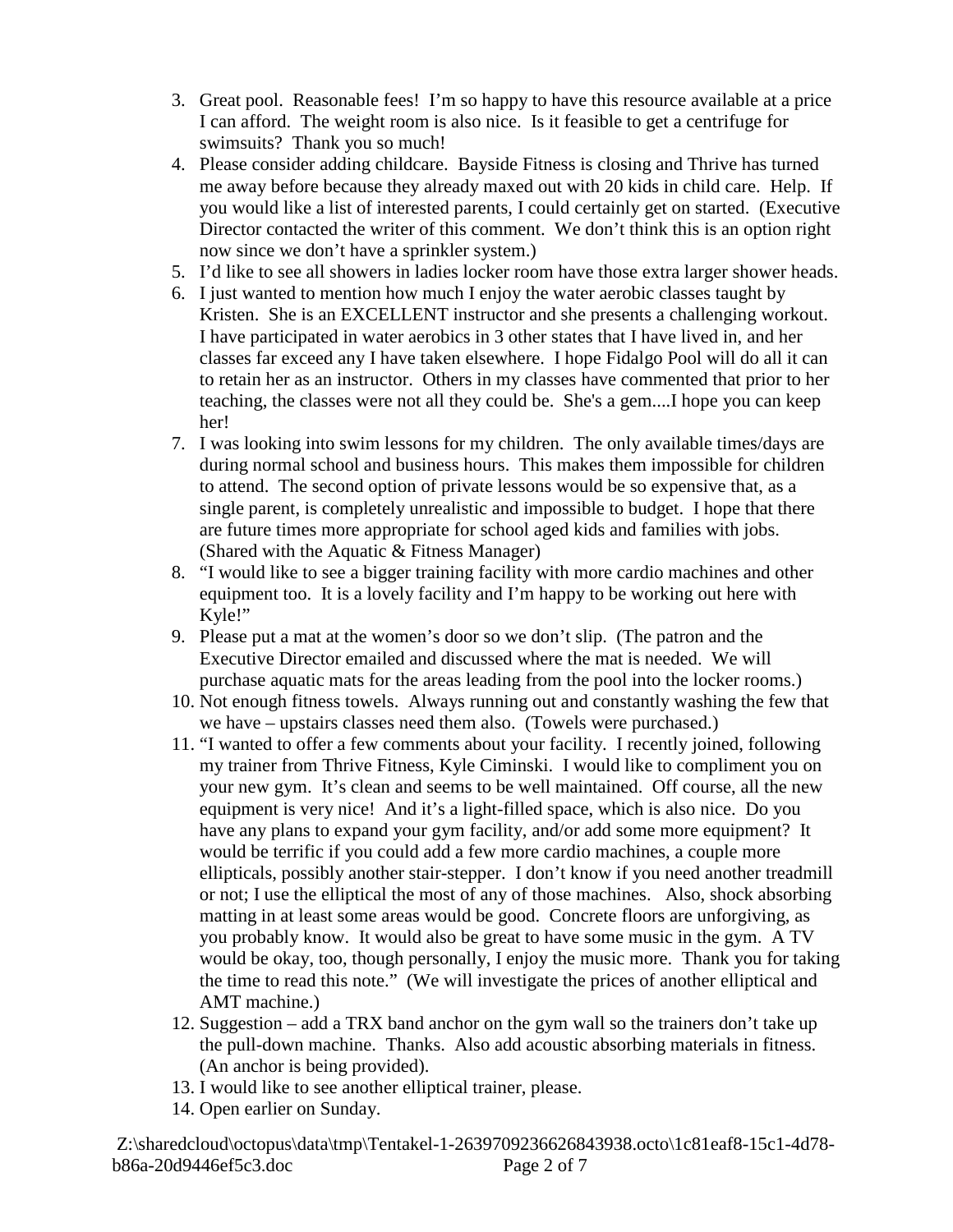3. Great pool. Reasonable fees! I'm so happy to have this resource available at a price I can afford. The weight room is also nice. Is it feasible to get a centrifuge for swimsuits? Thank you so much!
4. Please consider adding childcare. Bayside Fitness is closing and Thrive has turned me away before because they already maxed out with 20 kids in child care. Help. If you would like a list of interested parents, I could certainly get on started. (Executive Director contacted the writer of this comment. We don't think this is an option right now since we don't have a sprinkler system.)
5. I'd like to see all showers in ladies locker room have those extra larger shower heads.
6. I just wanted to mention how much I enjoy the water aerobic classes taught by Kristen. She is an EXCELLENT instructor and she presents a challenging workout. I have participated in water aerobics in 3 other states that I have lived in, and her classes far exceed any I have taken elsewhere. I hope Fidalgo Pool will do all it can to retain her as an instructor. Others in my classes have commented that prior to her teaching, the classes were not all they could be. She's a gem....I hope you can keep her!
7. I was looking into swim lessons for my children. The only available times/days are during normal school and business hours. This makes them impossible for children to attend. The second option of private lessons would be so expensive that, as a single parent, is completely unrealistic and impossible to budget. I hope that there are future times more appropriate for school aged kids and families with jobs. (Shared with the Aquatic & Fitness Manager)
8. "I would like to see a bigger training facility with more cardio machines and other equipment too. It is a lovely facility and I'm happy to be working out here with Kyle!"
9. Please put a mat at the women's door so we don't slip. (The patron and the Executive Director emailed and discussed where the mat is needed. We will purchase aquatic mats for the areas leading from the pool into the locker rooms.)
10. Not enough fitness towels. Always running out and constantly washing the few that we have – upstairs classes need them also. (Towels were purchased.)
11. "I wanted to offer a few comments about your facility. I recently joined, following my trainer from Thrive Fitness, Kyle Ciminski. I would like to compliment you on your new gym. It's clean and seems to be well maintained. Off course, all the new equipment is very nice! And it's a light-filled space, which is also nice. Do you have any plans to expand your gym facility, and/or add some more equipment? It would be terrific if you could add a few more cardio machines, a couple more ellipticals, possibly another stair-stepper. I don't know if you need another treadmill or not; I use the elliptical the most of any of those machines. Also, shock absorbing matting in at least some areas would be good. Concrete floors are unforgiving, as you probably know. It would also be great to have some music in the gym. A TV would be okay, too, though personally, I enjoy the music more. Thank you for taking the time to read this note." (We will investigate the prices of another elliptical and AMT machine.)
12. Suggestion – add a TRX band anchor on the gym wall so the trainers don't take up the pull-down machine. Thanks. Also add acoustic absorbing materials in fitness. (An anchor is being provided).
13. I would like to see another elliptical trainer, please.
14. Open earlier on Sunday.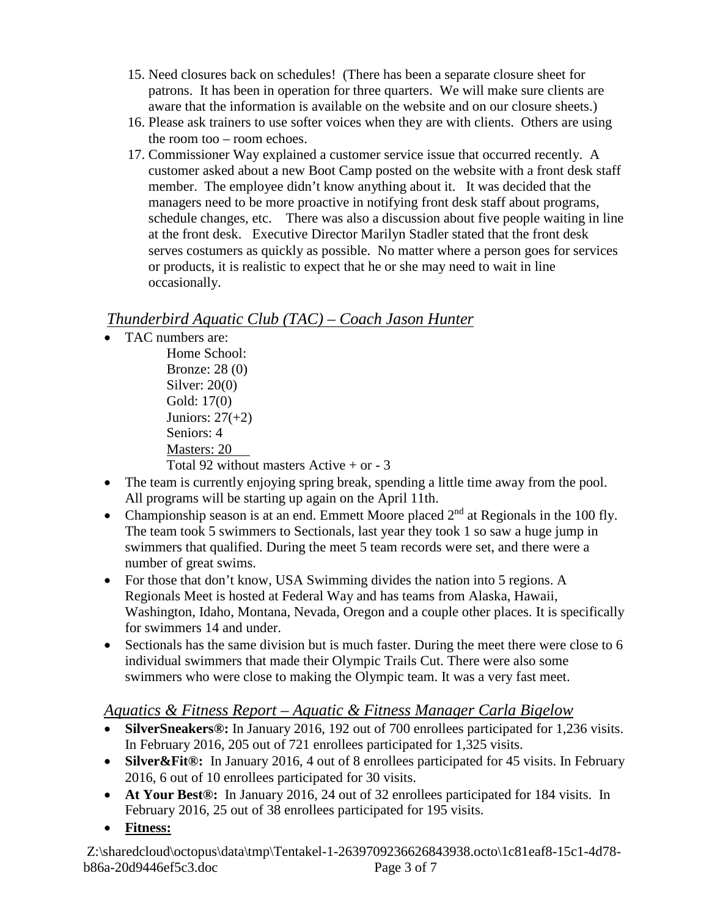15. Need closures back on schedules! (There has been a separate closure sheet for patrons. It has been in operation for three quarters. We will make sure clients are aware that the information is available on the website and on our closure sheets.)
16. Please ask trainers to use softer voices when they are with clients. Others are using the room too – room echoes.
17. Commissioner Way explained a customer service issue that occurred recently. A customer asked about a new Boot Camp posted on the website with a front desk staff member. The employee didn't know anything about it. It was decided that the managers need to be more proactive in notifying front desk staff about programs, schedule changes, etc. There was also a discussion about five people waiting in line at the front desk. Executive Director Marilyn Stadler stated that the front desk serves costumers as quickly as possible. No matter where a person goes for services or products, it is realistic to expect that he or she may need to wait in line occasionally.

## *Thunderbird Aquatic Club (TAC) – Coach Jason Hunter*

- TAC numbers are:

  Home School:
  Bronze: 28 (0)
  Silver: 20(0)
  Gold: 17(0)
  Juniors: 27(+2)
  Seniors: 4
  Masters: 20
  Total 92 without masters Active + or - 3

- The team is currently enjoying spring break, spending a little time away from the pool. All programs will be starting up again on the April 11th.
- Championship season is at an end. Emmett Moore placed 2nd at Regionals in the 100 fly. The team took 5 swimmers to Sectionals, last year they took 1 so saw a huge jump in swimmers that qualified. During the meet 5 team records were set, and there were a number of great swims.
- For those that don't know, USA Swimming divides the nation into 5 regions. A Regionals Meet is hosted at Federal Way and has teams from Alaska, Hawaii, Washington, Idaho, Montana, Nevada, Oregon and a couple other places. It is specifically for swimmers 14 and under.
- Sectionals has the same division but is much faster. During the meet there were close to 6 individual swimmers that made their Olympic Trails Cut. There were also some swimmers who were close to making the Olympic team. It was a very fast meet.

## *Aquatics & Fitness Report – Aquatic & Fitness Manager Carla Bigelow*

- **SilverSneakers®:** In January 2016, 192 out of 700 enrollees participated for 1,236 visits. In February 2016, 205 out of 721 enrollees participated for 1,325 visits.
- **Silver&Fit®:** In January 2016, 4 out of 8 enrollees participated for 45 visits. In February 2016, 6 out of 10 enrollees participated for 30 visits.
- **At Your Best®:** In January 2016, 24 out of 32 enrollees participated for 184 visits. In February 2016, 25 out of 38 enrollees participated for 195 visits.
- **Fitness:**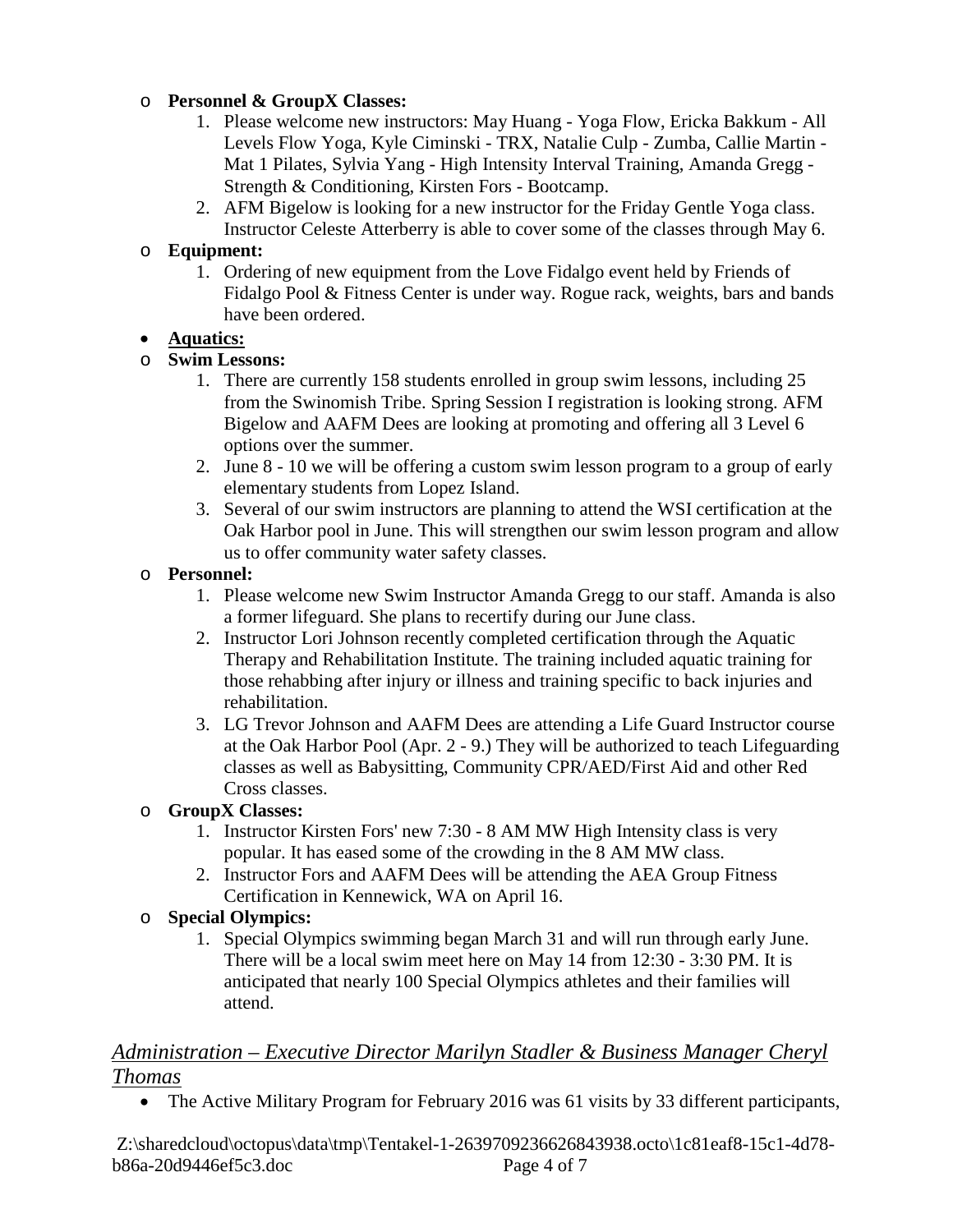- **Personnel & GroupX Classes:**
  1. Please welcome new instructors: May Huang - Yoga Flow, Ericka Bakkum - All Levels Flow Yoga, Kyle Ciminski - TRX, Natalie Culp - Zumba, Callie Martin - Mat 1 Pilates, Sylvia Yang - High Intensity Interval Training, Amanda Gregg - Strength & Conditioning, Kirsten Fors - Bootcamp.
  2. AFM Bigelow is looking for a new instructor for the Friday Gentle Yoga class. Instructor Celeste Atterberry is able to cover some of the classes through May 6.
- **Equipment:**
  1. Ordering of new equipment from the Love Fidalgo event held by Friends of Fidalgo Pool & Fitness Center is under way. Rogue rack, weights, bars and bands have been ordered.

- **<u>Aquatics:</u>**
- **Swim Lessons:**
  1. There are currently 158 students enrolled in group swim lessons, including 25 from the Swinomish Tribe. Spring Session I registration is looking strong. AFM Bigelow and AAFM Dees are looking at promoting and offering all 3 Level 6 options over the summer.
  2. June 8 - 10 we will be offering a custom swim lesson program to a group of early elementary students from Lopez Island.
  3. Several of our swim instructors are planning to attend the WSI certification at the Oak Harbor pool in June. This will strengthen our swim lesson program and allow us to offer community water safety classes.
- **Personnel:**
  1. Please welcome new Swim Instructor Amanda Gregg to our staff. Amanda is also a former lifeguard. She plans to recertify during our June class.
  2. Instructor Lori Johnson recently completed certification through the Aquatic Therapy and Rehabilitation Institute. The training included aquatic training for those rehabbing after injury or illness and training specific to back injuries and rehabilitation.
  3. LG Trevor Johnson and AAFM Dees are attending a Life Guard Instructor course at the Oak Harbor Pool (Apr. 2 - 9.) They will be authorized to teach Lifeguarding classes as well as Babysitting, Community CPR/AED/First Aid and other Red Cross classes.
- **GroupX Classes:**
  1. Instructor Kirsten Fors' new 7:30 - 8 AM MW High Intensity class is very popular. It has eased some of the crowding in the 8 AM MW class.
  2. Instructor Fors and AAFM Dees will be attending the AEA Group Fitness Certification in Kennewick, WA on April 16.
- **Special Olympics:**
  1. Special Olympics swimming began March 31 and will run through early June. There will be a local swim meet here on May 14 from 12:30 - 3:30 PM. It is anticipated that nearly 100 Special Olympics athletes and their families will attend.

## *<u>Administration – Executive Director Marilyn Stadler & Business Manager Cheryl Thomas</u>*

- The Active Military Program for February 2016 was 61 visits by 33 different participants,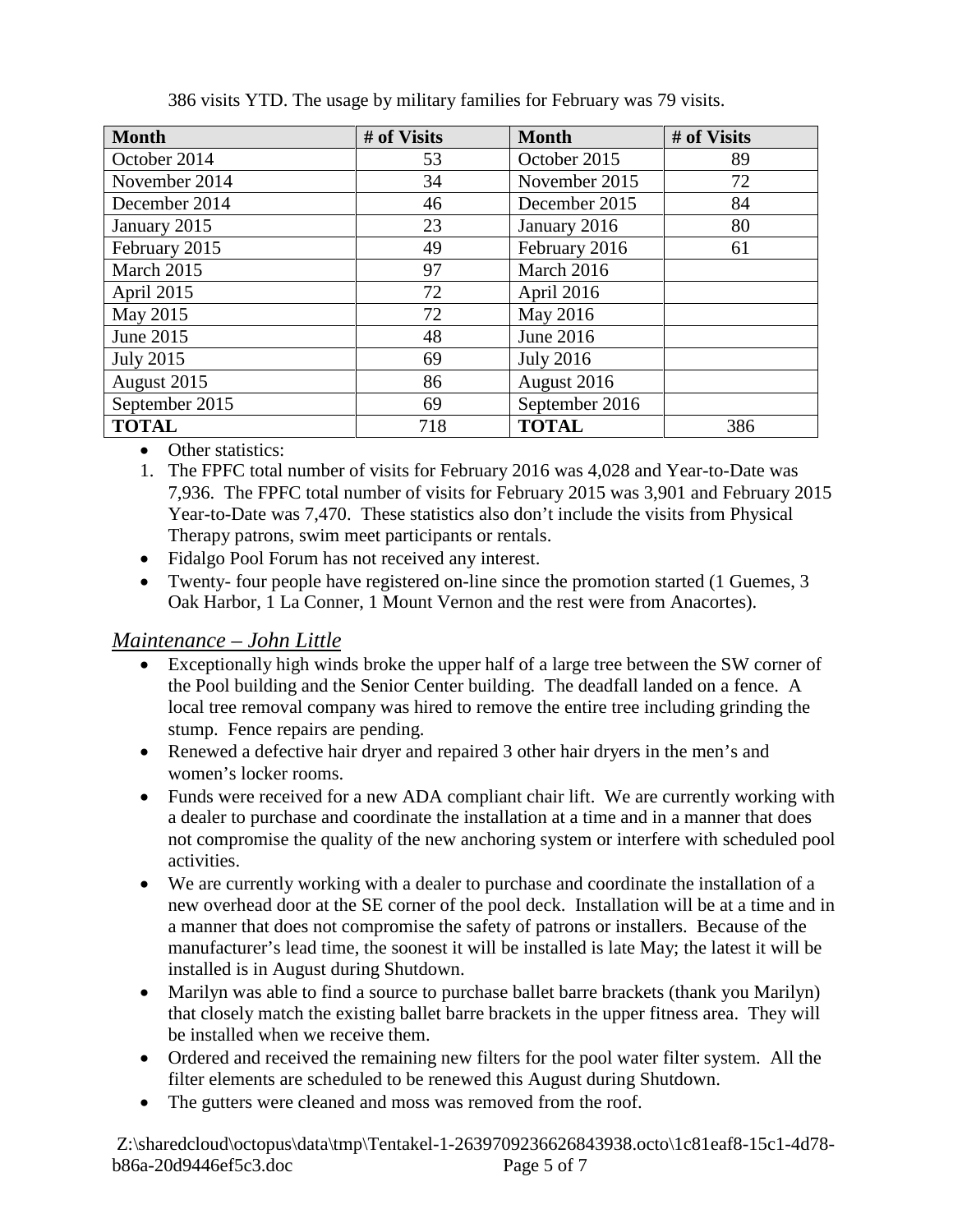386 visits YTD. The usage by military families for February was 79 visits.

| Month | # of Visits | Month | # of Visits |
| --- | --- | --- | --- |
| October 2014 | 53 | October 2015 | 89 |
| November 2014 | 34 | November 2015 | 72 |
| December 2014 | 46 | December 2015 | 84 |
| January 2015 | 23 | January 2016 | 80 |
| February 2015 | 49 | February 2016 | 61 |
| March 2015 | 97 | March 2016 | |
| April 2015 | 72 | April 2016 | |
| May 2015 | 72 | May 2016 | |
| June 2015 | 48 | June 2016 | |
| July 2015 | 69 | July 2016 | |
| August 2015 | 86 | August 2016 | |
| September 2015 | 69 | September 2016 | |
| **TOTAL** | 718 | **TOTAL** | 386 |

- Other statistics:

1. The FPFC total number of visits for February 2016 was 4,028 and Year-to-Date was 7,936. The FPFC total number of visits for February 2015 was 3,901 and February 2015 Year-to-Date was 7,470. These statistics also don't include the visits from Physical Therapy patrons, swim meet participants or rentals.

- Fidalgo Pool Forum has not received any interest.
- Twenty- four people have registered on-line since the promotion started (1 Guemes, 3 Oak Harbor, 1 La Conner, 1 Mount Vernon and the rest were from Anacortes).

## *Maintenance – John Little*

- Exceptionally high winds broke the upper half of a large tree between the SW corner of the Pool building and the Senior Center building. The deadfall landed on a fence. A local tree removal company was hired to remove the entire tree including grinding the stump. Fence repairs are pending.
- Renewed a defective hair dryer and repaired 3 other hair dryers in the men's and women's locker rooms.
- Funds were received for a new ADA compliant chair lift. We are currently working with a dealer to purchase and coordinate the installation at a time and in a manner that does not compromise the quality of the new anchoring system or interfere with scheduled pool activities.
- We are currently working with a dealer to purchase and coordinate the installation of a new overhead door at the SE corner of the pool deck. Installation will be at a time and in a manner that does not compromise the safety of patrons or installers. Because of the manufacturer's lead time, the soonest it will be installed is late May; the latest it will be installed is in August during Shutdown.
- Marilyn was able to find a source to purchase ballet barre brackets (thank you Marilyn) that closely match the existing ballet barre brackets in the upper fitness area. They will be installed when we receive them.
- Ordered and received the remaining new filters for the pool water filter system. All the filter elements are scheduled to be renewed this August during Shutdown.
- The gutters were cleaned and moss was removed from the roof.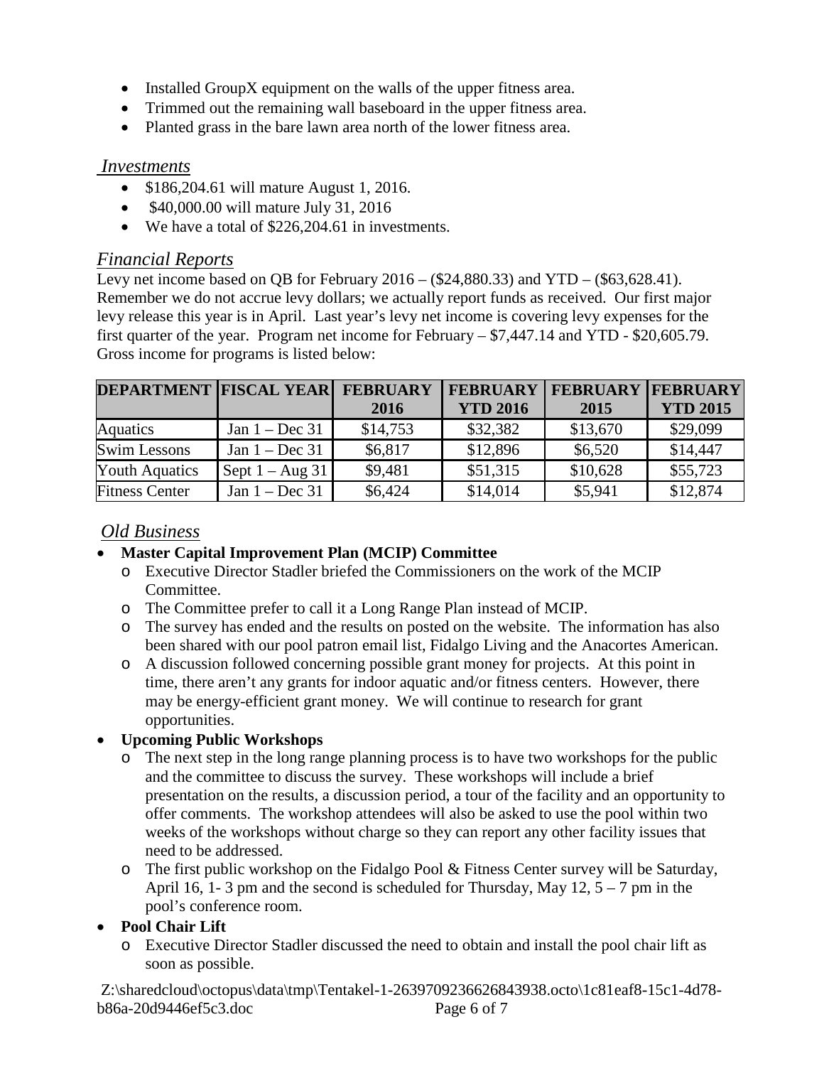- Installed GroupX equipment on the walls of the upper fitness area.
- Trimmed out the remaining wall baseboard in the upper fitness area.
- Planted grass in the bare lawn area north of the lower fitness area.

## *Investments*

- $186,204.61 will mature August 1, 2016.
- $40,000.00 will mature July 31, 2016
- We have a total of $226,204.61 in investments.

## *Financial Reports*

Levy net income based on QB for February 2016 – ($24,880.33) and YTD – ($63,628.41). Remember we do not accrue levy dollars; we actually report funds as received. Our first major levy release this year is in April. Last year's levy net income is covering levy expenses for the first quarter of the year. Program net income for February – $7,447.14 and YTD - $20,605.79. Gross income for programs is listed below:

| DEPARTMENT | FISCAL YEAR | FEBRUARY 2016 | FEBRUARY YTD 2016 | FEBRUARY 2015 | FEBRUARY YTD 2015 |
|---|---|---|---|---|---|
| Aquatics | Jan 1 – Dec 31 | $14,753 | $32,382 | $13,670 | $29,099 |
| Swim Lessons | Jan 1 – Dec 31 | $6,817 | $12,896 | $6,520 | $14,447 |
| Youth Aquatics | Sept 1 – Aug 31 | $9,481 | $51,315 | $10,628 | $55,723 |
| Fitness Center | Jan 1 – Dec 31 | $6,424 | $14,014 | $5,941 | $12,874 |

## *Old Business*

- **Master Capital Improvement Plan (MCIP) Committee**
  - Executive Director Stadler briefed the Commissioners on the work of the MCIP Committee.
  - The Committee prefer to call it a Long Range Plan instead of MCIP.
  - The survey has ended and the results on posted on the website. The information has also been shared with our pool patron email list, Fidalgo Living and the Anacortes American.
  - A discussion followed concerning possible grant money for projects. At this point in time, there aren't any grants for indoor aquatic and/or fitness centers. However, there may be energy-efficient grant money. We will continue to research for grant opportunities.
- **Upcoming Public Workshops**
  - The next step in the long range planning process is to have two workshops for the public and the committee to discuss the survey. These workshops will include a brief presentation on the results, a discussion period, a tour of the facility and an opportunity to offer comments. The workshop attendees will also be asked to use the pool within two weeks of the workshops without charge so they can report any other facility issues that need to be addressed.
  - The first public workshop on the Fidalgo Pool & Fitness Center survey will be Saturday, April 16, 1- 3 pm and the second is scheduled for Thursday, May 12, 5 – 7 pm in the pool's conference room.
- **Pool Chair Lift**
  - Executive Director Stadler discussed the need to obtain and install the pool chair lift as soon as possible.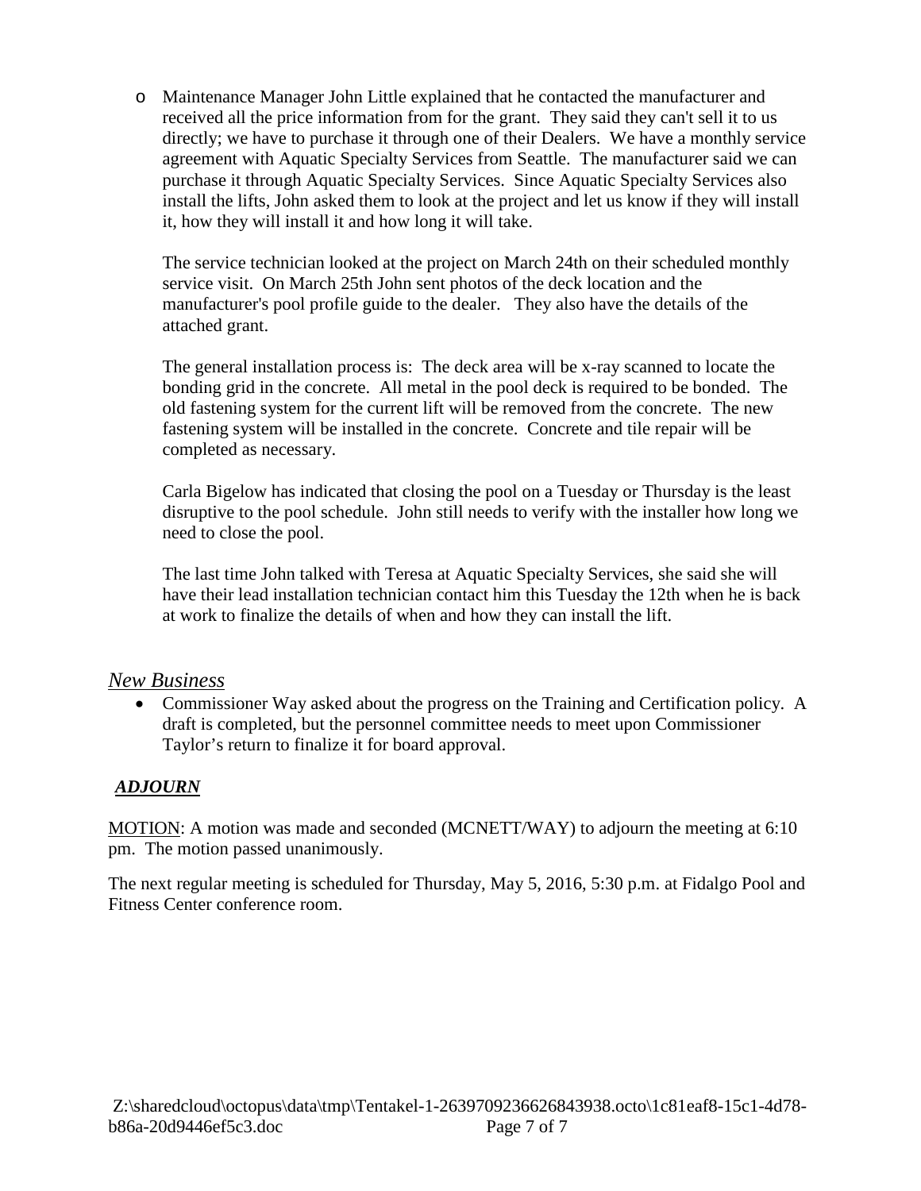- Maintenance Manager John Little explained that he contacted the manufacturer and received all the price information from for the grant. They said they can't sell it to us directly; we have to purchase it through one of their Dealers. We have a monthly service agreement with Aquatic Specialty Services from Seattle. The manufacturer said we can purchase it through Aquatic Specialty Services. Since Aquatic Specialty Services also install the lifts, John asked them to look at the project and let us know if they will install it, how they will install it and how long it will take.

  The service technician looked at the project on March 24th on their scheduled monthly service visit. On March 25th John sent photos of the deck location and the manufacturer's pool profile guide to the dealer. They also have the details of the attached grant.

  The general installation process is: The deck area will be x-ray scanned to locate the bonding grid in the concrete. All metal in the pool deck is required to be bonded. The old fastening system for the current lift will be removed from the concrete. The new fastening system will be installed in the concrete. Concrete and tile repair will be completed as necessary.

  Carla Bigelow has indicated that closing the pool on a Tuesday or Thursday is the least disruptive to the pool schedule. John still needs to verify with the installer how long we need to close the pool.

  The last time John talked with Teresa at Aquatic Specialty Services, she said she will have their lead installation technician contact him this Tuesday the 12th when he is back at work to finalize the details of when and how they can install the lift.

## *New Business*

- Commissioner Way asked about the progress on the Training and Certification policy. A draft is completed, but the personnel committee needs to meet upon Commissioner Taylor's return to finalize it for board approval.

## ***ADJOURN***

MOTION: A motion was made and seconded (MCNETT/WAY) to adjourn the meeting at 6:10 pm. The motion passed unanimously.

The next regular meeting is scheduled for Thursday, May 5, 2016, 5:30 p.m. at Fidalgo Pool and Fitness Center conference room.